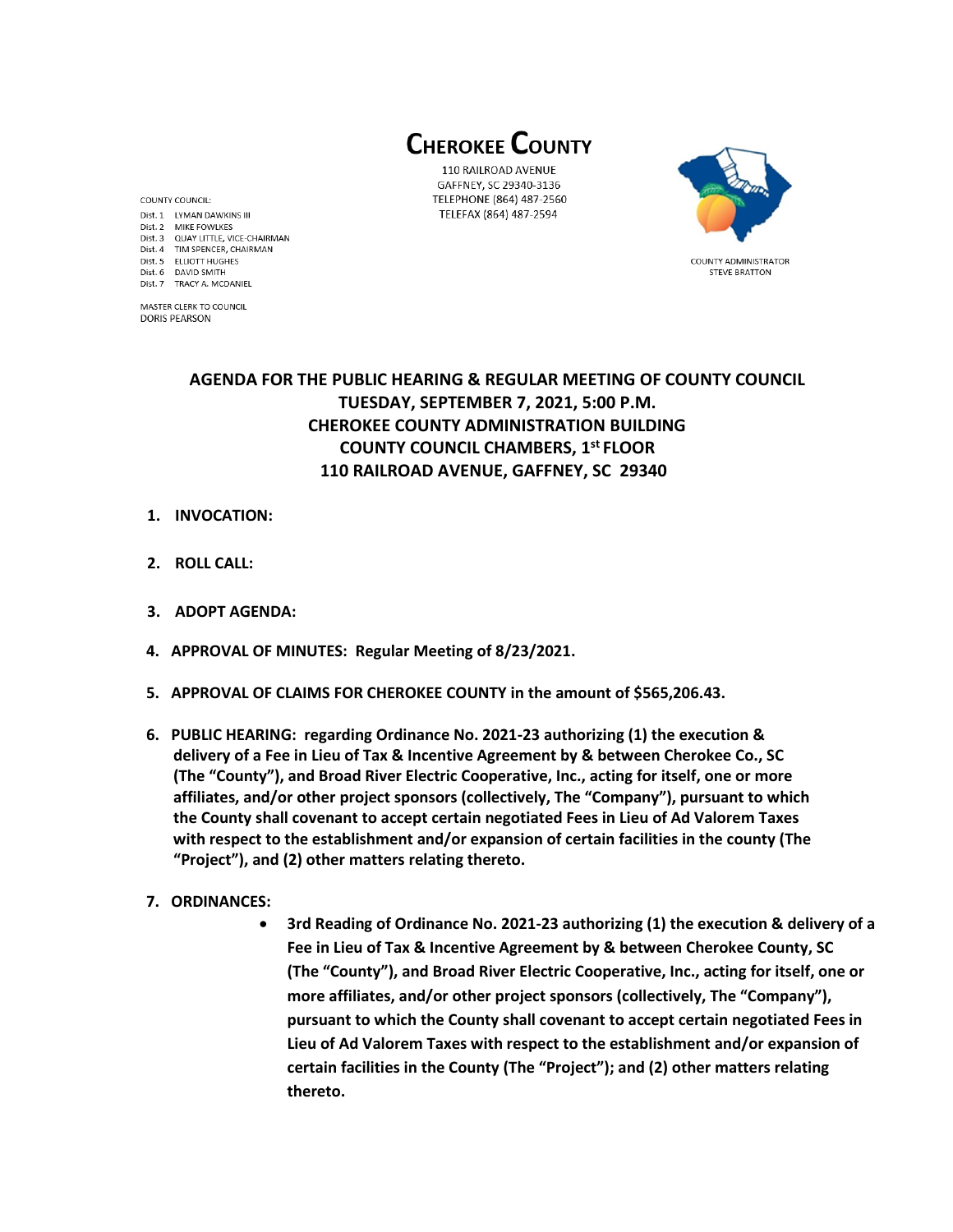# CHEROKEE COUNTY

110 RAILROAD AVENUE
GAFFNEY, SC 29340-3136
TELEPHONE (864) 487-2560
TELEFAX (864) 487-2594

COUNTY COUNCIL:
Dist. 1 LYMAN DAWKINS III
Dist. 2 MIKE FOWLKES
Dist. 3 QUAY LITTLE, VICE-CHAIRMAN
Dist. 4 TIM SPENCER, CHAIRMAN
Dist. 5 ELLIOTT HUGHES
Dist. 6 DAVID SMITH
Dist. 7 TRACY A. MCDANIEL

MASTER CLERK TO COUNCIL
DORIS PEARSON

COUNTY ADMINISTRATOR
STEVE BRATTON

## AGENDA FOR THE PUBLIC HEARING & REGULAR MEETING OF COUNTY COUNCIL
## TUESDAY, SEPTEMBER 7, 2021, 5:00 P.M.
## CHEROKEE COUNTY ADMINISTRATION BUILDING
## COUNTY COUNCIL CHAMBERS, 1st FLOOR
## 110 RAILROAD AVENUE, GAFFNEY, SC 29340

1. **INVOCATION:**

2. **ROLL CALL:**

3. **ADOPT AGENDA:**

4. **APPROVAL OF MINUTES: Regular Meeting of 8/23/2021.**

5. **APPROVAL OF CLAIMS FOR CHEROKEE COUNTY in the amount of $565,206.43.**

6. **PUBLIC HEARING: regarding Ordinance No. 2021-23 authorizing (1) the execution & delivery of a Fee in Lieu of Tax & Incentive Agreement by & between Cherokee Co., SC (The "County"), and Broad River Electric Cooperative, Inc., acting for itself, one or more affiliates, and/or other project sponsors (collectively, The "Company"), pursuant to which the County shall covenant to accept certain negotiated Fees in Lieu of Ad Valorem Taxes with respect to the establishment and/or expansion of certain facilities in the county (The "Project"), and (2) other matters relating thereto.**

7. **ORDINANCES:**
   - **3rd Reading of Ordinance No. 2021-23 authorizing (1) the execution & delivery of a Fee in Lieu of Tax & Incentive Agreement by & between Cherokee County, SC (The "County"), and Broad River Electric Cooperative, Inc., acting for itself, one or more affiliates, and/or other project sponsors (collectively, The "Company"), pursuant to which the County shall covenant to accept certain negotiated Fees in Lieu of Ad Valorem Taxes with respect to the establishment and/or expansion of certain facilities in the County (The "Project"); and (2) other matters relating thereto.**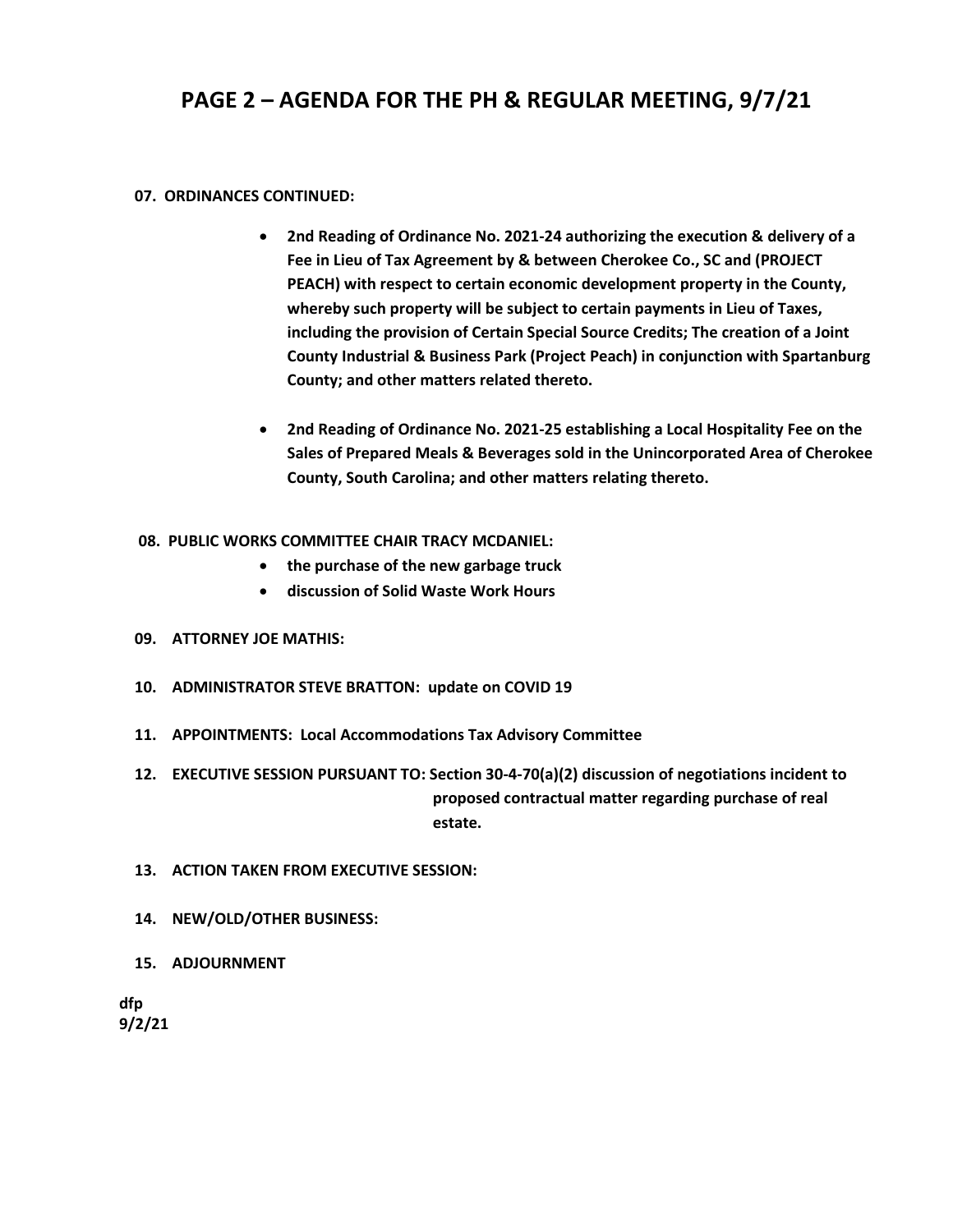# PAGE 2 – AGENDA FOR THE PH & REGULAR MEETING, 9/7/21

**07. ORDINANCES CONTINUED:**

- **2nd Reading of Ordinance No. 2021-24 authorizing the execution & delivery of a Fee in Lieu of Tax Agreement by & between Cherokee Co., SC and (PROJECT PEACH) with respect to certain economic development property in the County, whereby such property will be subject to certain payments in Lieu of Taxes, including the provision of Certain Special Source Credits; The creation of a Joint County Industrial & Business Park (Project Peach) in conjunction with Spartanburg County; and other matters related thereto.**

- **2nd Reading of Ordinance No. 2021-25 establishing a Local Hospitality Fee on the Sales of Prepared Meals & Beverages sold in the Unincorporated Area of Cherokee County, South Carolina; and other matters relating thereto.**

**08. PUBLIC WORKS COMMITTEE CHAIR TRACY MCDANIEL:**

- **the purchase of the new garbage truck**
- **discussion of Solid Waste Work Hours**

**09. ATTORNEY JOE MATHIS:**

**10. ADMINISTRATOR STEVE BRATTON: update on COVID 19**

**11. APPOINTMENTS: Local Accommodations Tax Advisory Committee**

**12. EXECUTIVE SESSION PURSUANT TO: Section 30-4-70(a)(2) discussion of negotiations incident to proposed contractual matter regarding purchase of real estate.**

**13. ACTION TAKEN FROM EXECUTIVE SESSION:**

**14. NEW/OLD/OTHER BUSINESS:**

**15. ADJOURNMENT**

**dfp**
**9/2/21**